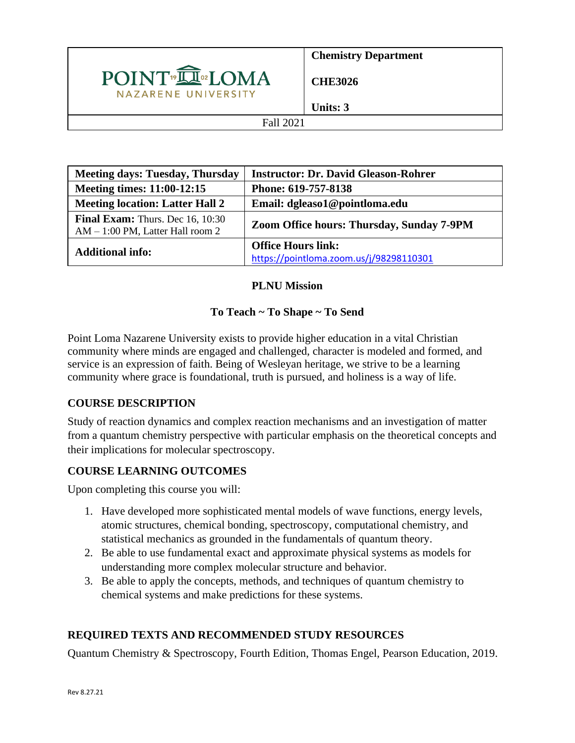| POINT LOMA NAZARENE UNIVERSITY | **Chemistry Department**<br><br>**CHE3026**<br><br>**Units: 3** |
|---|---|
| Fall 2021 | |

| **Meeting days: Tuesday, Thursday** | **Instructor: Dr. David Gleason-Rohrer** |
|---|---|
| **Meeting times: 11:00-12:15** | **Phone: 619-757-8138** |
| **Meeting location: Latter Hall 2** | **Email: dgleaso1@pointloma.edu** |
| **Final Exam:** Thurs. Dec 16, 10:30 AM – 1:00 PM, Latter Hall room 2 | **Zoom Office hours: Thursday, Sunday 7-9PM** |
| **Additional info:** | **Office Hours link:** https://pointloma.zoom.us/j/98298110301 |

**PLNU Mission**

**To Teach ~ To Shape ~ To Send**

Point Loma Nazarene University exists to provide higher education in a vital Christian community where minds are engaged and challenged, character is modeled and formed, and service is an expression of faith. Being of Wesleyan heritage, we strive to be a learning community where grace is foundational, truth is pursued, and holiness is a way of life.

## COURSE DESCRIPTION

Study of reaction dynamics and complex reaction mechanisms and an investigation of matter from a quantum chemistry perspective with particular emphasis on the theoretical concepts and their implications for molecular spectroscopy.

## COURSE LEARNING OUTCOMES

Upon completing this course you will:

1. Have developed more sophisticated mental models of wave functions, energy levels, atomic structures, chemical bonding, spectroscopy, computational chemistry, and statistical mechanics as grounded in the fundamentals of quantum theory.
2. Be able to use fundamental exact and approximate physical systems as models for understanding more complex molecular structure and behavior.
3. Be able to apply the concepts, methods, and techniques of quantum chemistry to chemical systems and make predictions for these systems.

## REQUIRED TEXTS AND RECOMMENDED STUDY RESOURCES

Quantum Chemistry & Spectroscopy, Fourth Edition, Thomas Engel, Pearson Education, 2019.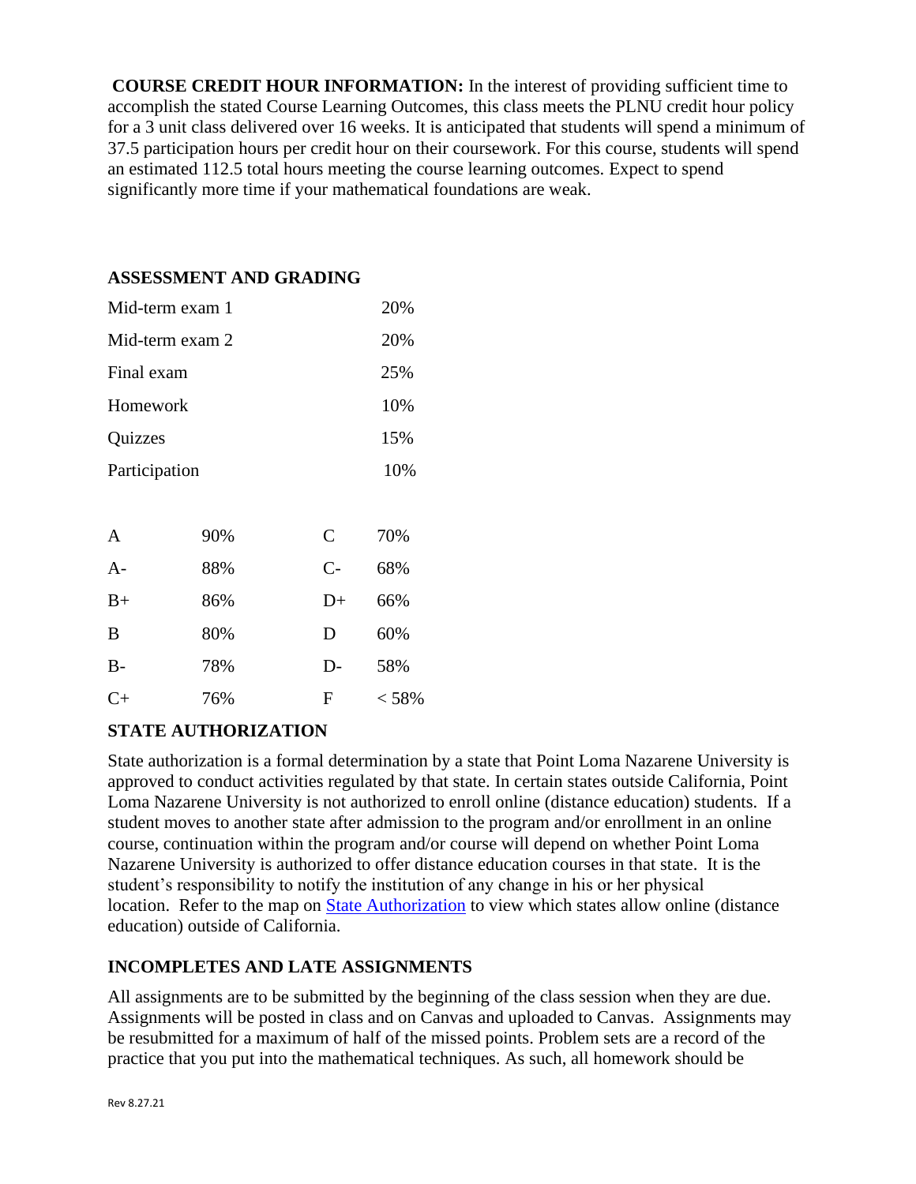**COURSE CREDIT HOUR INFORMATION:** In the interest of providing sufficient time to accomplish the stated Course Learning Outcomes, this class meets the PLNU credit hour policy for a 3 unit class delivered over 16 weeks. It is anticipated that students will spend a minimum of 37.5 participation hours per credit hour on their coursework. For this course, students will spend an estimated 112.5 total hours meeting the course learning outcomes. Expect to spend significantly more time if your mathematical foundations are weak.

### ASSESSMENT AND GRADING

| | |
|---|---|
| Mid-term exam 1 | 20% |
| Mid-term exam 2 | 20% |
| Final exam | 25% |
| Homework | 10% |
| Quizzes | 15% |
| Participation | 10% |

| | | | |
|---|---|---|---|
| A | 90% | C | 70% |
| A- | 88% | C- | 68% |
| B+ | 86% | D+ | 66% |
| B | 80% | D | 60% |
| B- | 78% | D- | 58% |
| C+ | 76% | F | < 58% |

### STATE AUTHORIZATION

State authorization is a formal determination by a state that Point Loma Nazarene University is approved to conduct activities regulated by that state. In certain states outside California, Point Loma Nazarene University is not authorized to enroll online (distance education) students. If a student moves to another state after admission to the program and/or enrollment in an online course, continuation within the program and/or course will depend on whether Point Loma Nazarene University is authorized to offer distance education courses in that state. It is the student's responsibility to notify the institution of any change in his or her physical location. Refer to the map on State Authorization to view which states allow online (distance education) outside of California.

### INCOMPLETES AND LATE ASSIGNMENTS

All assignments are to be submitted by the beginning of the class session when they are due. Assignments will be posted in class and on Canvas and uploaded to Canvas. Assignments may be resubmitted for a maximum of half of the missed points. Problem sets are a record of the practice that you put into the mathematical techniques. As such, all homework should be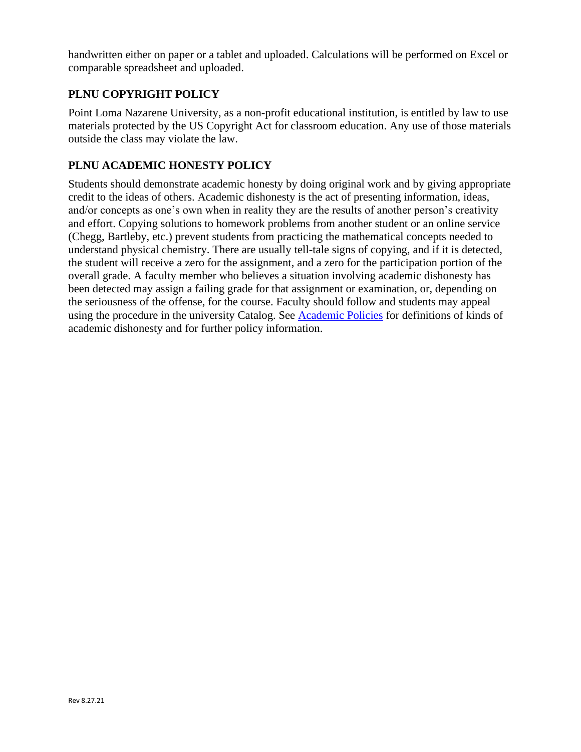handwritten either on paper or a tablet and uploaded. Calculations will be performed on Excel or comparable spreadsheet and uploaded.

## PLNU COPYRIGHT POLICY

Point Loma Nazarene University, as a non-profit educational institution, is entitled by law to use materials protected by the US Copyright Act for classroom education. Any use of those materials outside the class may violate the law.

## PLNU ACADEMIC HONESTY POLICY

Students should demonstrate academic honesty by doing original work and by giving appropriate credit to the ideas of others. Academic dishonesty is the act of presenting information, ideas, and/or concepts as one's own when in reality they are the results of another person's creativity and effort. Copying solutions to homework problems from another student or an online service (Chegg, Bartleby, etc.) prevent students from practicing the mathematical concepts needed to understand physical chemistry. There are usually tell-tale signs of copying, and if it is detected, the student will receive a zero for the assignment, and a zero for the participation portion of the overall grade. A faculty member who believes a situation involving academic dishonesty has been detected may assign a failing grade for that assignment or examination, or, depending on the seriousness of the offense, for the course. Faculty should follow and students may appeal using the procedure in the university Catalog. See Academic Policies for definitions of kinds of academic dishonesty and for further policy information.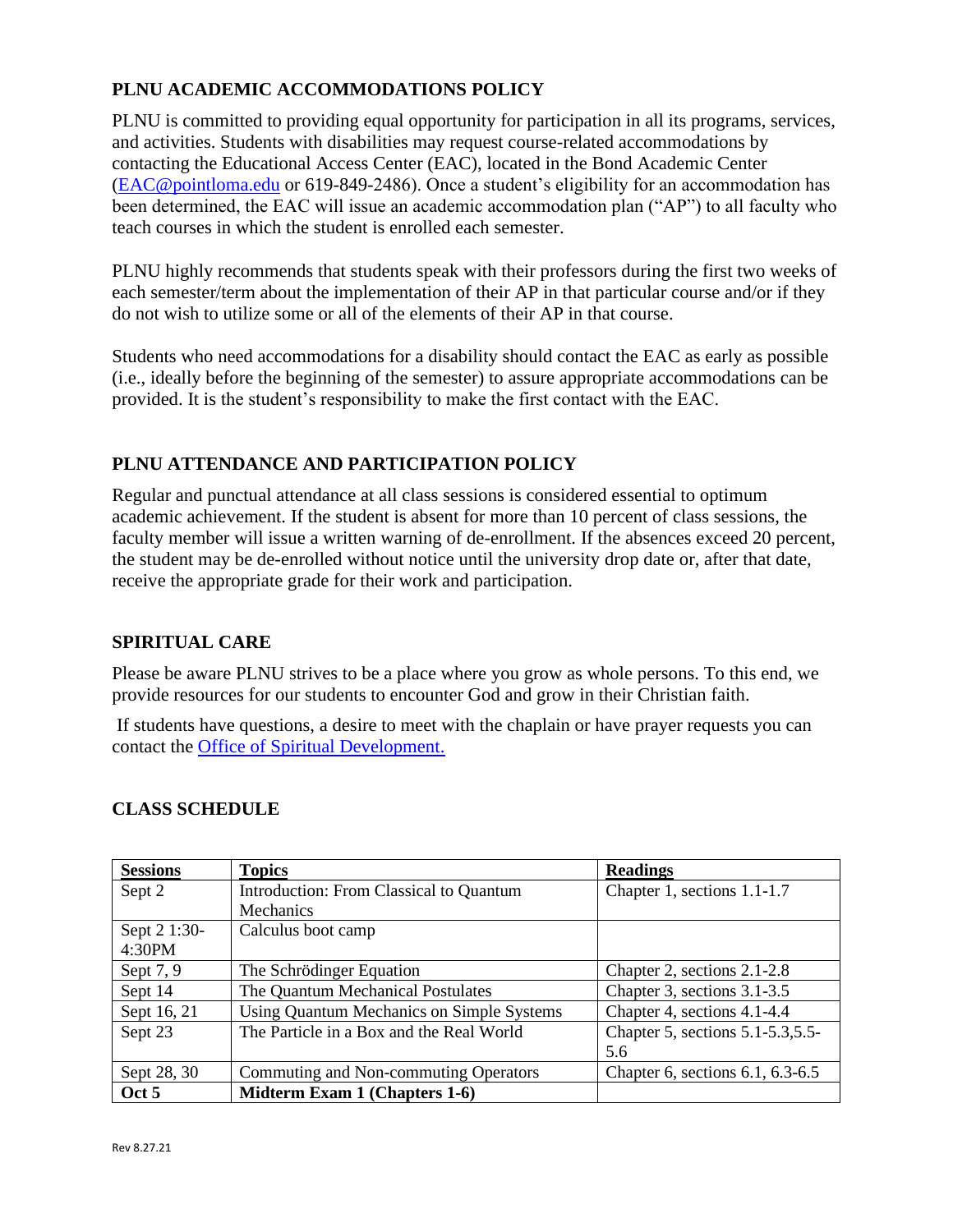### PLNU ACADEMIC ACCOMMODATIONS POLICY

PLNU is committed to providing equal opportunity for participation in all its programs, services, and activities. Students with disabilities may request course-related accommodations by contacting the Educational Access Center (EAC), located in the Bond Academic Center ([EAC@pointloma.edu](mailto:EAC@pointloma.edu) or 619-849-2486). Once a student's eligibility for an accommodation has been determined, the EAC will issue an academic accommodation plan ("AP") to all faculty who teach courses in which the student is enrolled each semester.

PLNU highly recommends that students speak with their professors during the first two weeks of each semester/term about the implementation of their AP in that particular course and/or if they do not wish to utilize some or all of the elements of their AP in that course.

Students who need accommodations for a disability should contact the EAC as early as possible (i.e., ideally before the beginning of the semester) to assure appropriate accommodations can be provided. It is the student's responsibility to make the first contact with the EAC.

### PLNU ATTENDANCE AND PARTICIPATION POLICY

Regular and punctual attendance at all class sessions is considered essential to optimum academic achievement. If the student is absent for more than 10 percent of class sessions, the faculty member will issue a written warning of de-enrollment. If the absences exceed 20 percent, the student may be de-enrolled without notice until the university drop date or, after that date, receive the appropriate grade for their work and participation.

### SPIRITUAL CARE

Please be aware PLNU strives to be a place where you grow as whole persons. To this end, we provide resources for our students to encounter God and grow in their Christian faith.

If students have questions, a desire to meet with the chaplain or have prayer requests you can contact the Office of Spiritual Development.

### CLASS SCHEDULE

| Sessions | Topics | Readings |
|---|---|---|
| Sept 2 | Introduction: From Classical to Quantum Mechanics | Chapter 1, sections 1.1-1.7 |
| Sept 2 1:30-4:30PM | Calculus boot camp | |
| Sept 7, 9 | The Schrödinger Equation | Chapter 2, sections 2.1-2.8 |
| Sept 14 | The Quantum Mechanical Postulates | Chapter 3, sections 3.1-3.5 |
| Sept 16, 21 | Using Quantum Mechanics on Simple Systems | Chapter 4, sections 4.1-4.4 |
| Sept 23 | The Particle in a Box and the Real World | Chapter 5, sections 5.1-5.3,5.5-5.6 |
| Sept 28, 30 | Commuting and Non-commuting Operators | Chapter 6, sections 6.1, 6.3-6.5 |
| **Oct 5** | **Midterm Exam 1 (Chapters 1-6)** | |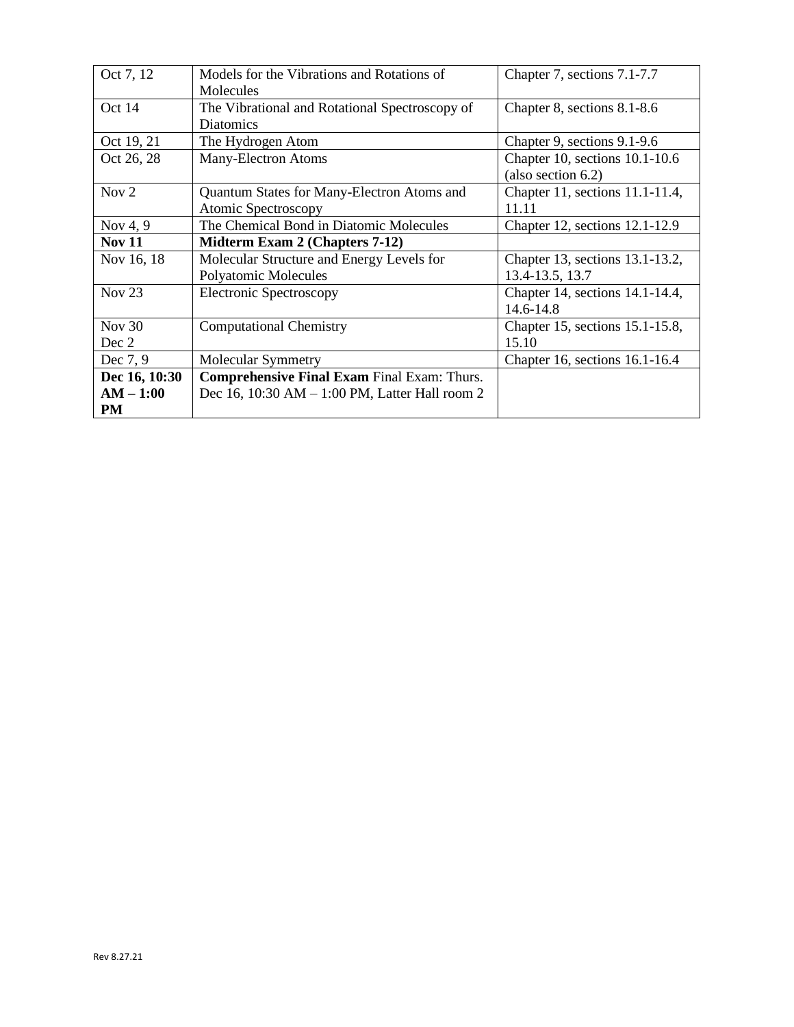| | | |
|---|---|---|
| Oct 7, 12 | Models for the Vibrations and Rotations of Molecules | Chapter 7, sections 7.1-7.7 |
| Oct 14 | The Vibrational and Rotational Spectroscopy of Diatomics | Chapter 8, sections 8.1-8.6 |
| Oct 19, 21 | The Hydrogen Atom | Chapter 9, sections 9.1-9.6 |
| Oct 26, 28 | Many-Electron Atoms | Chapter 10, sections 10.1-10.6 (also section 6.2) |
| Nov 2 | Quantum States for Many-Electron Atoms and Atomic Spectroscopy | Chapter 11, sections 11.1-11.4, 11.11 |
| Nov 4, 9 | The Chemical Bond in Diatomic Molecules | Chapter 12, sections 12.1-12.9 |
| **Nov 11** | **Midterm Exam 2 (Chapters 7-12)** | |
| Nov 16, 18 | Molecular Structure and Energy Levels for Polyatomic Molecules | Chapter 13, sections 13.1-13.2, 13.4-13.5, 13.7 |
| Nov 23 | Electronic Spectroscopy | Chapter 14, sections 14.1-14.4, 14.6-14.8 |
| Nov 30<br>Dec 2 | Computational Chemistry | Chapter 15, sections 15.1-15.8, 15.10 |
| Dec 7, 9 | Molecular Symmetry | Chapter 16, sections 16.1-16.4 |
| **Dec 16, 10:30 AM – 1:00 PM** | **Comprehensive Final Exam** Final Exam: Thurs. Dec 16, 10:30 AM – 1:00 PM, Latter Hall room 2 | |

Rev 8.27.21